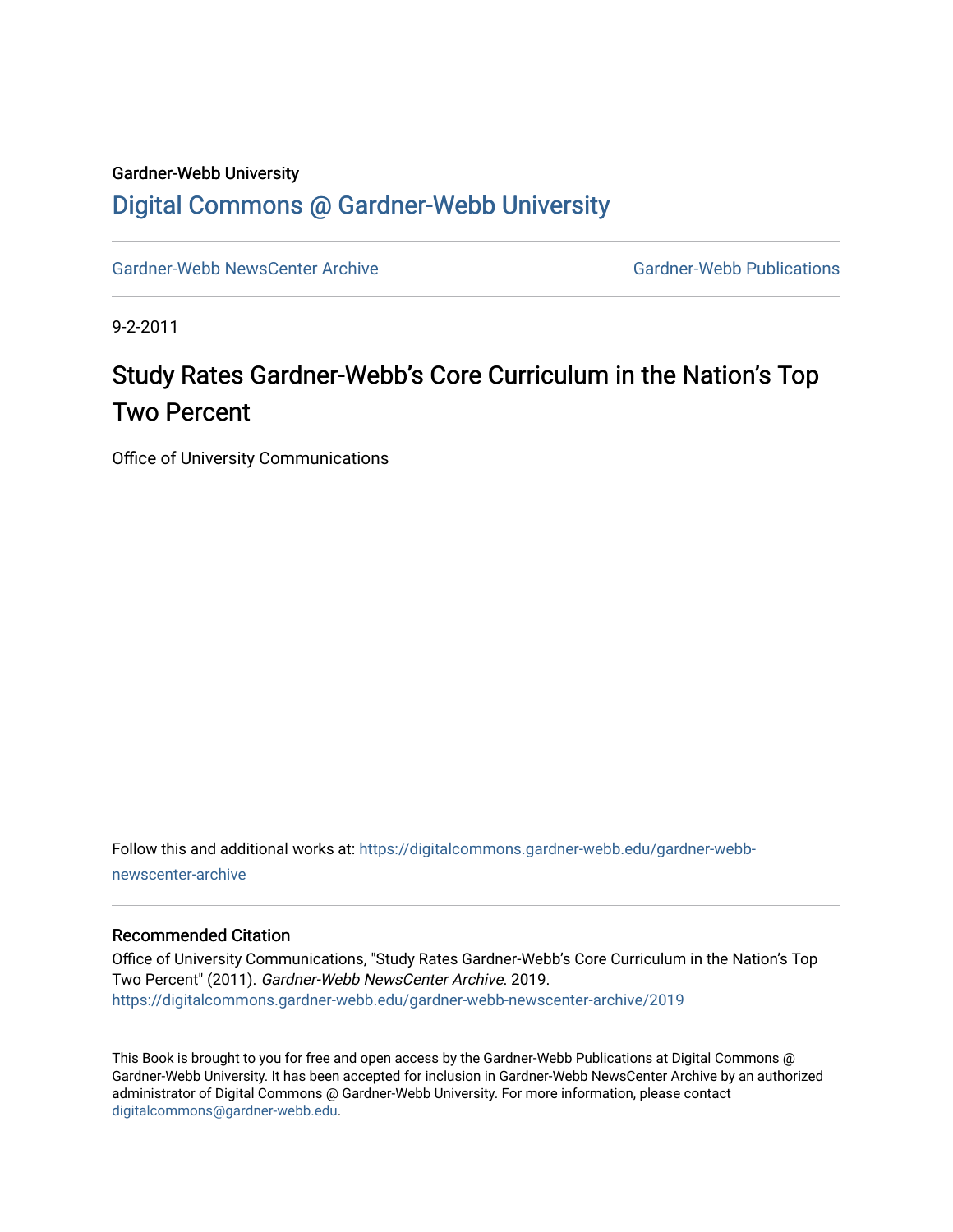Gardner-Webb University

# Digital Commons @ Gardner-Webb University

Gardner-Webb NewsCenter Archive | Gardner-Webb Publications

9-2-2011

# Study Rates Gardner-Webb's Core Curriculum in the Nation's Top Two Percent

Office of University Communications

Follow this and additional works at: https://digitalcommons.gardner-webb.edu/gardner-webb-newscenter-archive

## Recommended Citation

Office of University Communications, "Study Rates Gardner-Webb's Core Curriculum in the Nation's Top Two Percent" (2011). *Gardner-Webb NewsCenter Archive*. 2019.
https://digitalcommons.gardner-webb.edu/gardner-webb-newscenter-archive/2019

This Book is brought to you for free and open access by the Gardner-Webb Publications at Digital Commons @ Gardner-Webb University. It has been accepted for inclusion in Gardner-Webb NewsCenter Archive by an authorized administrator of Digital Commons @ Gardner-Webb University. For more information, please contact digitalcommons@gardner-webb.edu.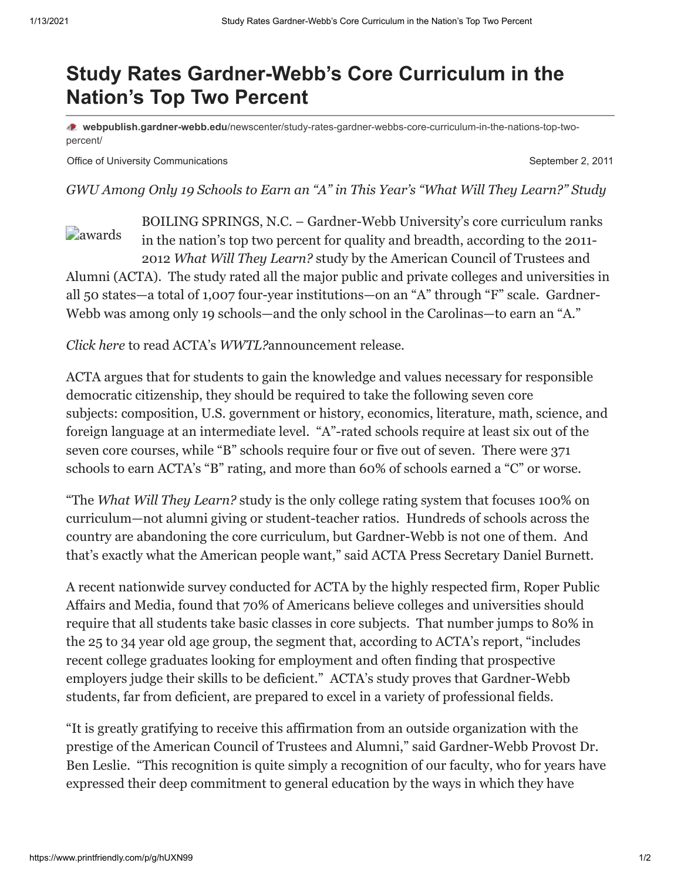# Study Rates Gardner-Webb's Core Curriculum in the Nation's Top Two Percent

**webpublish.gardner-webb.edu**/newscenter/study-rates-gardner-webbs-core-curriculum-in-the-nations-top-two-percent/

Office of University Communications September 2, 2011

*GWU Among Only 19 Schools to Earn an "A" in This Year's "What Will They Learn?" Study*

awards

BOILING SPRINGS, N.C. – Gardner-Webb University's core curriculum ranks in the nation's top two percent for quality and breadth, according to the 2011-2012 *What Will They Learn?* study by the American Council of Trustees and Alumni (ACTA). The study rated all the major public and private colleges and universities in all 50 states—a total of 1,007 four-year institutions—on an "A" through "F" scale. Gardner-Webb was among only 19 schools—and the only school in the Carolinas—to earn an "A."

*Click here* to read ACTA's *WWTL?*announcement release.

ACTA argues that for students to gain the knowledge and values necessary for responsible democratic citizenship, they should be required to take the following seven core subjects: composition, U.S. government or history, economics, literature, math, science, and foreign language at an intermediate level. "A"-rated schools require at least six out of the seven core courses, while "B" schools require four or five out of seven. There were 371 schools to earn ACTA's "B" rating, and more than 60% of schools earned a "C" or worse.

"The *What Will They Learn?* study is the only college rating system that focuses 100% on curriculum—not alumni giving or student-teacher ratios. Hundreds of schools across the country are abandoning the core curriculum, but Gardner-Webb is not one of them. And that's exactly what the American people want," said ACTA Press Secretary Daniel Burnett.

A recent nationwide survey conducted for ACTA by the highly respected firm, Roper Public Affairs and Media, found that 70% of Americans believe colleges and universities should require that all students take basic classes in core subjects. That number jumps to 80% in the 25 to 34 year old age group, the segment that, according to ACTA's report, "includes recent college graduates looking for employment and often finding that prospective employers judge their skills to be deficient." ACTA's study proves that Gardner-Webb students, far from deficient, are prepared to excel in a variety of professional fields.

"It is greatly gratifying to receive this affirmation from an outside organization with the prestige of the American Council of Trustees and Alumni," said Gardner-Webb Provost Dr. Ben Leslie. "This recognition is quite simply a recognition of our faculty, who for years have expressed their deep commitment to general education by the ways in which they have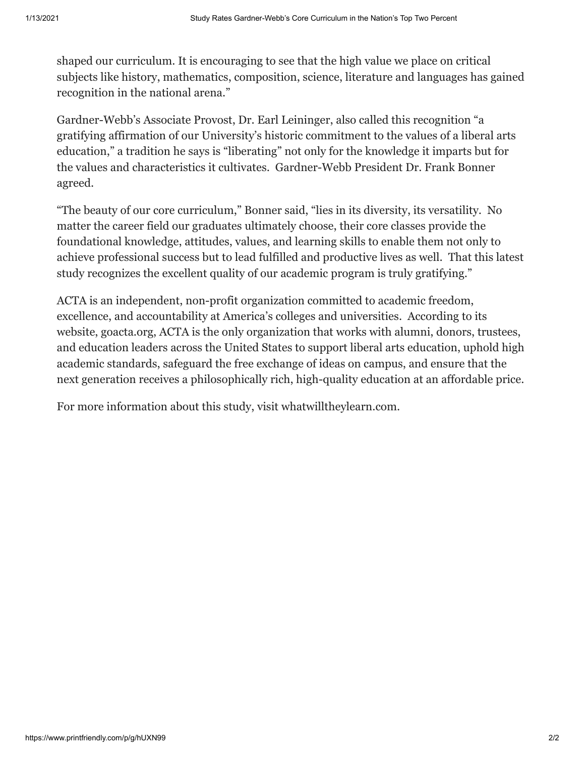shaped our curriculum. It is encouraging to see that the high value we place on critical subjects like history, mathematics, composition, science, literature and languages has gained recognition in the national arena."

Gardner-Webb's Associate Provost, Dr. Earl Leininger, also called this recognition "a gratifying affirmation of our University's historic commitment to the values of a liberal arts education," a tradition he says is "liberating" not only for the knowledge it imparts but for the values and characteristics it cultivates. Gardner-Webb President Dr. Frank Bonner agreed.

"The beauty of our core curriculum," Bonner said, "lies in its diversity, its versatility. No matter the career field our graduates ultimately choose, their core classes provide the foundational knowledge, attitudes, values, and learning skills to enable them not only to achieve professional success but to lead fulfilled and productive lives as well. That this latest study recognizes the excellent quality of our academic program is truly gratifying."

ACTA is an independent, non-profit organization committed to academic freedom, excellence, and accountability at America's colleges and universities. According to its website, goacta.org, ACTA is the only organization that works with alumni, donors, trustees, and education leaders across the United States to support liberal arts education, uphold high academic standards, safeguard the free exchange of ideas on campus, and ensure that the next generation receives a philosophically rich, high-quality education at an affordable price.

For more information about this study, visit whatwilltheylearn.com.